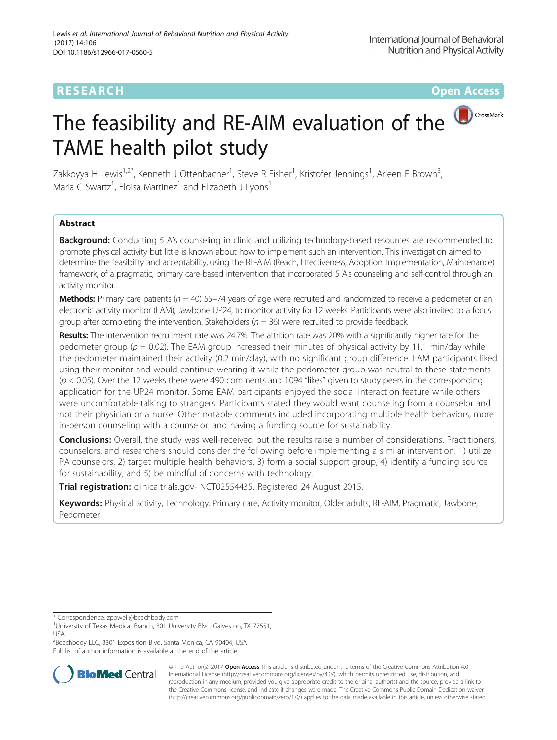RESEARCH Open Access

# The feasibility and RE-AIM evaluation of the TAME health pilot study

Zakkoyya H Lewis[1,2*], Kenneth J Ottenbacher[1], Steve R Fisher[1], Kristofer Jennings[1], Arleen F Brown[3], Maria C Swartz[1], Eloisa Martinez[1] and Elizabeth J Lyons[1]

## Abstract

**Background:** Conducting 5 A's counseling in clinic and utilizing technology-based resources are recommended to promote physical activity but little is known about how to implement such an intervention. This investigation aimed to determine the feasibility and acceptability, using the RE-AIM (Reach, Effectiveness, Adoption, Implementation, Maintenance) framework, of a pragmatic, primary care-based intervention that incorporated 5 A's counseling and self-control through an activity monitor.

**Methods:** Primary care patients ($n = 40$) 55–74 years of age were recruited and randomized to receive a pedometer or an electronic activity monitor (EAM), Jawbone UP24, to monitor activity for 12 weeks. Participants were also invited to a focus group after completing the intervention. Stakeholders ($n = 36$) were recruited to provide feedback.

**Results:** The intervention recruitment rate was 24.7%. The attrition rate was 20% with a significantly higher rate for the pedometer group ($p = 0.02$). The EAM group increased their minutes of physical activity by 11.1 min/day while the pedometer maintained their activity (0.2 min/day), with no significant group difference. EAM participants liked using their monitor and would continue wearing it while the pedometer group was neutral to these statements ($p < 0.05$). Over the 12 weeks there were 490 comments and 1094 "likes" given to study peers in the corresponding application for the UP24 monitor. Some EAM participants enjoyed the social interaction feature while others were uncomfortable talking to strangers. Participants stated they would want counseling from a counselor and not their physician or a nurse. Other notable comments included incorporating multiple health behaviors, more in-person counseling with a counselor, and having a funding source for sustainability.

**Conclusions:** Overall, the study was well-received but the results raise a number of considerations. Practitioners, counselors, and researchers should consider the following before implementing a similar intervention: 1) utilize PA counselors, 2) target multiple health behaviors, 3) form a social support group, 4) identify a funding source for sustainability, and 5) be mindful of concerns with technology.

**Trial registration:** clinicaltrials.gov- NCT02554435. Registered 24 August 2015.

**Keywords:** Physical activity, Technology, Primary care, Activity monitor, Older adults, RE-AIM, Pragmatic, Jawbone, Pedometer

\* Correspondence: zpowell@beachbody.com
[1]University of Texas Medical Branch, 301 University Blvd, Galveston, TX 77551, USA
[2]Beachbody LLC, 3301 Exposition Blvd, Santa Monica, CA 90404, USA
Full list of author information is available at the end of the article

© The Author(s). 2017 **Open Access** This article is distributed under the terms of the Creative Commons Attribution 4.0 International License (http://creativecommons.org/licenses/by/4.0/), which permits unrestricted use, distribution, and reproduction in any medium, provided you give appropriate credit to the original author(s) and the source, provide a link to the Creative Commons license, and indicate if changes were made. The Creative Commons Public Domain Dedication waiver (http://creativecommons.org/publicdomain/zero/1.0/) applies to the data made available in this article, unless otherwise stated.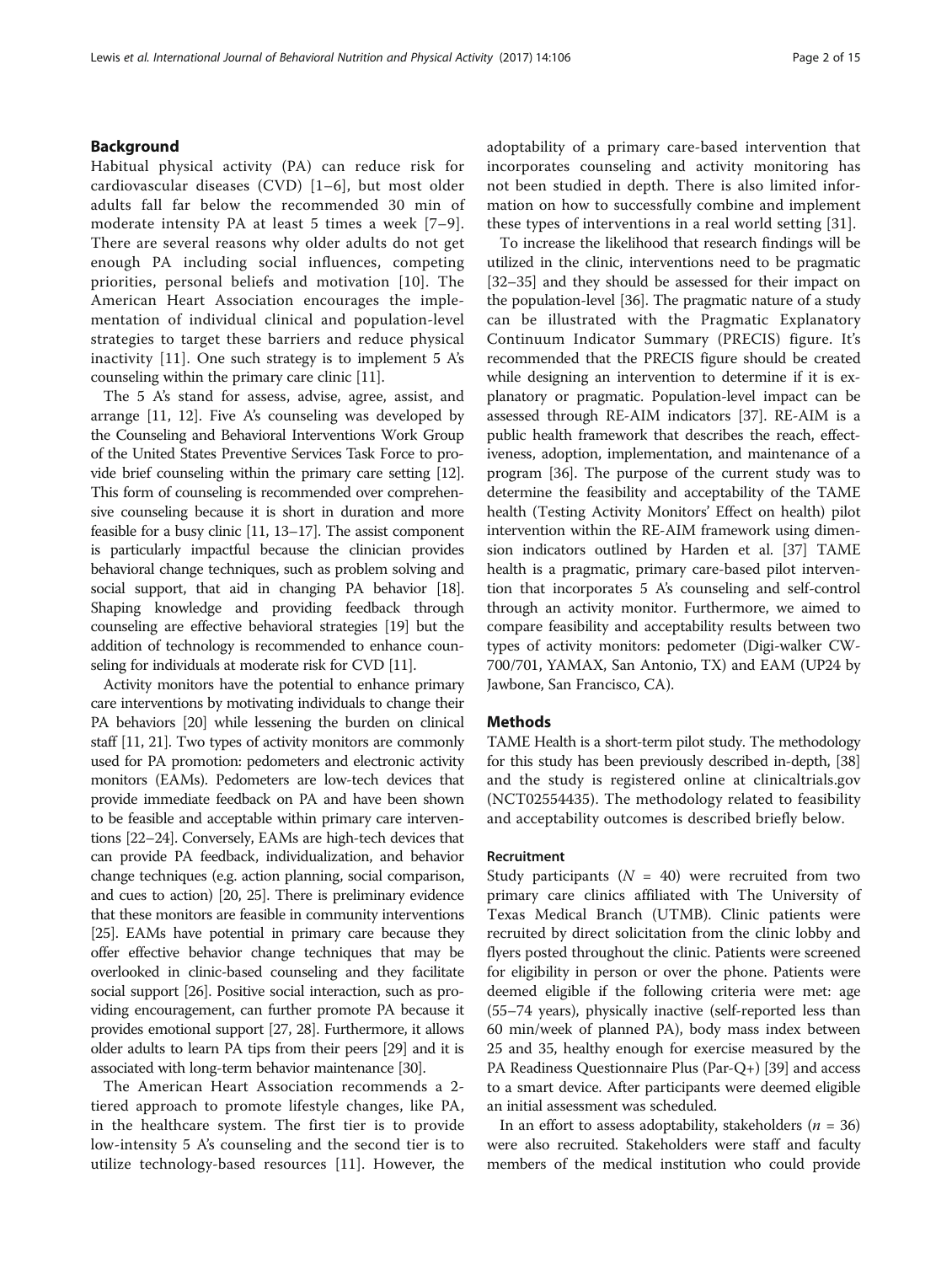## Background

Habitual physical activity (PA) can reduce risk for cardiovascular diseases (CVD) [1–6], but most older adults fall far below the recommended 30 min of moderate intensity PA at least 5 times a week [7–9]. There are several reasons why older adults do not get enough PA including social influences, competing priorities, personal beliefs and motivation [10]. The American Heart Association encourages the implementation of individual clinical and population-level strategies to target these barriers and reduce physical inactivity [11]. One such strategy is to implement 5 A's counseling within the primary care clinic [11].

The 5 A's stand for assess, advise, agree, assist, and arrange [11, 12]. Five A's counseling was developed by the Counseling and Behavioral Interventions Work Group of the United States Preventive Services Task Force to provide brief counseling within the primary care setting [12]. This form of counseling is recommended over comprehensive counseling because it is short in duration and more feasible for a busy clinic [11, 13–17]. The assist component is particularly impactful because the clinician provides behavioral change techniques, such as problem solving and social support, that aid in changing PA behavior [18]. Shaping knowledge and providing feedback through counseling are effective behavioral strategies [19] but the addition of technology is recommended to enhance counseling for individuals at moderate risk for CVD [11].

Activity monitors have the potential to enhance primary care interventions by motivating individuals to change their PA behaviors [20] while lessening the burden on clinical staff [11, 21]. Two types of activity monitors are commonly used for PA promotion: pedometers and electronic activity monitors (EAMs). Pedometers are low-tech devices that provide immediate feedback on PA and have been shown to be feasible and acceptable within primary care interventions [22–24]. Conversely, EAMs are high-tech devices that can provide PA feedback, individualization, and behavior change techniques (e.g. action planning, social comparison, and cues to action) [20, 25]. There is preliminary evidence that these monitors are feasible in community interventions [25]. EAMs have potential in primary care because they offer effective behavior change techniques that may be overlooked in clinic-based counseling and they facilitate social support [26]. Positive social interaction, such as providing encouragement, can further promote PA because it provides emotional support [27, 28]. Furthermore, it allows older adults to learn PA tips from their peers [29] and it is associated with long-term behavior maintenance [30].

The American Heart Association recommends a 2-tiered approach to promote lifestyle changes, like PA, in the healthcare system. The first tier is to provide low-intensity 5 A's counseling and the second tier is to utilize technology-based resources [11]. However, the adoptability of a primary care-based intervention that incorporates counseling and activity monitoring has not been studied in depth. There is also limited information on how to successfully combine and implement these types of interventions in a real world setting [31].

To increase the likelihood that research findings will be utilized in the clinic, interventions need to be pragmatic [32–35] and they should be assessed for their impact on the population-level [36]. The pragmatic nature of a study can be illustrated with the Pragmatic Explanatory Continuum Indicator Summary (PRECIS) figure. It's recommended that the PRECIS figure should be created while designing an intervention to determine if it is explanatory or pragmatic. Population-level impact can be assessed through RE-AIM indicators [37]. RE-AIM is a public health framework that describes the reach, effectiveness, adoption, implementation, and maintenance of a program [36]. The purpose of the current study was to determine the feasibility and acceptability of the TAME health (Testing Activity Monitors' Effect on health) pilot intervention within the RE-AIM framework using dimension indicators outlined by Harden et al. [37] TAME health is a pragmatic, primary care-based pilot intervention that incorporates 5 A's counseling and self-control through an activity monitor. Furthermore, we aimed to compare feasibility and acceptability results between two types of activity monitors: pedometer (Digi-walker CW-700/701, YAMAX, San Antonio, TX) and EAM (UP24 by Jawbone, San Francisco, CA).

## Methods

TAME Health is a short-term pilot study. The methodology for this study has been previously described in-depth, [38] and the study is registered online at clinicaltrials.gov (NCT02554435). The methodology related to feasibility and acceptability outcomes is described briefly below.

### Recruitment

Study participants ($N$ = 40) were recruited from two primary care clinics affiliated with The University of Texas Medical Branch (UTMB). Clinic patients were recruited by direct solicitation from the clinic lobby and flyers posted throughout the clinic. Patients were screened for eligibility in person or over the phone. Patients were deemed eligible if the following criteria were met: age (55–74 years), physically inactive (self-reported less than 60 min/week of planned PA), body mass index between 25 and 35, healthy enough for exercise measured by the PA Readiness Questionnaire Plus (Par-Q+) [39] and access to a smart device. After participants were deemed eligible an initial assessment was scheduled.

In an effort to assess adoptability, stakeholders ($n$ = 36) were also recruited. Stakeholders were staff and faculty members of the medical institution who could provide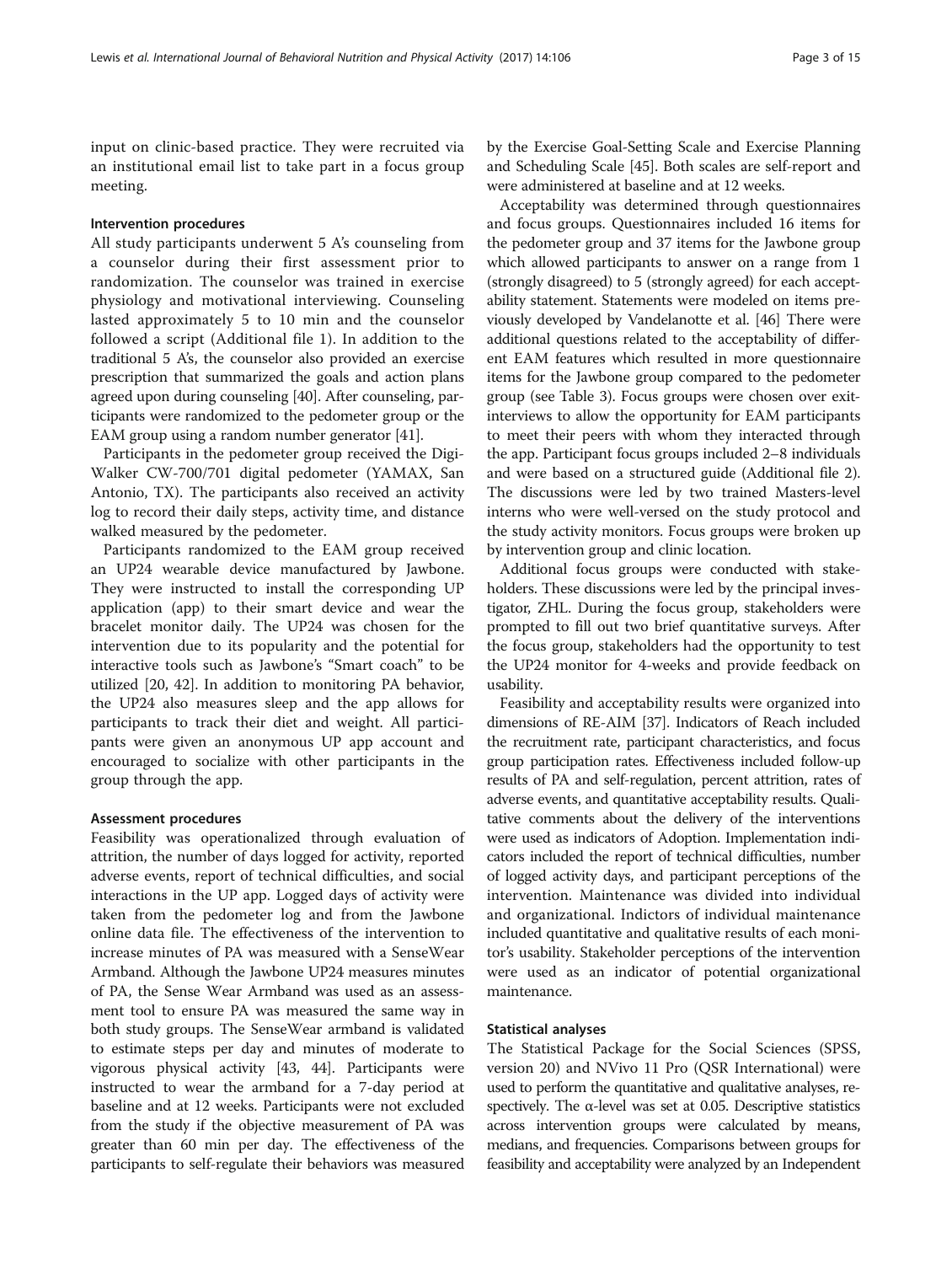input on clinic-based practice. They were recruited via an institutional email list to take part in a focus group meeting.

### Intervention procedures

All study participants underwent 5 A's counseling from a counselor during their first assessment prior to randomization. The counselor was trained in exercise physiology and motivational interviewing. Counseling lasted approximately 5 to 10 min and the counselor followed a script (Additional file 1). In addition to the traditional 5 A's, the counselor also provided an exercise prescription that summarized the goals and action plans agreed upon during counseling [40]. After counseling, participants were randomized to the pedometer group or the EAM group using a random number generator [41].

Participants in the pedometer group received the Digi-Walker CW-700/701 digital pedometer (YAMAX, San Antonio, TX). The participants also received an activity log to record their daily steps, activity time, and distance walked measured by the pedometer.

Participants randomized to the EAM group received an UP24 wearable device manufactured by Jawbone. They were instructed to install the corresponding UP application (app) to their smart device and wear the bracelet monitor daily. The UP24 was chosen for the intervention due to its popularity and the potential for interactive tools such as Jawbone's "Smart coach" to be utilized [20, 42]. In addition to monitoring PA behavior, the UP24 also measures sleep and the app allows for participants to track their diet and weight. All participants were given an anonymous UP app account and encouraged to socialize with other participants in the group through the app.

### Assessment procedures

Feasibility was operationalized through evaluation of attrition, the number of days logged for activity, reported adverse events, report of technical difficulties, and social interactions in the UP app. Logged days of activity were taken from the pedometer log and from the Jawbone online data file. The effectiveness of the intervention to increase minutes of PA was measured with a SenseWear Armband. Although the Jawbone UP24 measures minutes of PA, the Sense Wear Armband was used as an assessment tool to ensure PA was measured the same way in both study groups. The SenseWear armband is validated to estimate steps per day and minutes of moderate to vigorous physical activity [43, 44]. Participants were instructed to wear the armband for a 7-day period at baseline and at 12 weeks. Participants were not excluded from the study if the objective measurement of PA was greater than 60 min per day. The effectiveness of the participants to self-regulate their behaviors was measured by the Exercise Goal-Setting Scale and Exercise Planning and Scheduling Scale [45]. Both scales are self-report and were administered at baseline and at 12 weeks.

Acceptability was determined through questionnaires and focus groups. Questionnaires included 16 items for the pedometer group and 37 items for the Jawbone group which allowed participants to answer on a range from 1 (strongly disagreed) to 5 (strongly agreed) for each acceptability statement. Statements were modeled on items previously developed by Vandelanotte et al. [46] There were additional questions related to the acceptability of different EAM features which resulted in more questionnaire items for the Jawbone group compared to the pedometer group (see Table 3). Focus groups were chosen over exit-interviews to allow the opportunity for EAM participants to meet their peers with whom they interacted through the app. Participant focus groups included 2–8 individuals and were based on a structured guide (Additional file 2). The discussions were led by two trained Masters-level interns who were well-versed on the study protocol and the study activity monitors. Focus groups were broken up by intervention group and clinic location.

Additional focus groups were conducted with stakeholders. These discussions were led by the principal investigator, ZHL. During the focus group, stakeholders were prompted to fill out two brief quantitative surveys. After the focus group, stakeholders had the opportunity to test the UP24 monitor for 4-weeks and provide feedback on usability.

Feasibility and acceptability results were organized into dimensions of RE-AIM [37]. Indicators of Reach included the recruitment rate, participant characteristics, and focus group participation rates. Effectiveness included follow-up results of PA and self-regulation, percent attrition, rates of adverse events, and quantitative acceptability results. Qualitative comments about the delivery of the interventions were used as indicators of Adoption. Implementation indicators included the report of technical difficulties, number of logged activity days, and participant perceptions of the intervention. Maintenance was divided into individual and organizational. Indictors of individual maintenance included quantitative and qualitative results of each monitor's usability. Stakeholder perceptions of the intervention were used as an indicator of potential organizational maintenance.

### Statistical analyses

The Statistical Package for the Social Sciences (SPSS, version 20) and NVivo 11 Pro (QSR International) were used to perform the quantitative and qualitative analyses, respectively. The α-level was set at 0.05. Descriptive statistics across intervention groups were calculated by means, medians, and frequencies. Comparisons between groups for feasibility and acceptability were analyzed by an Independent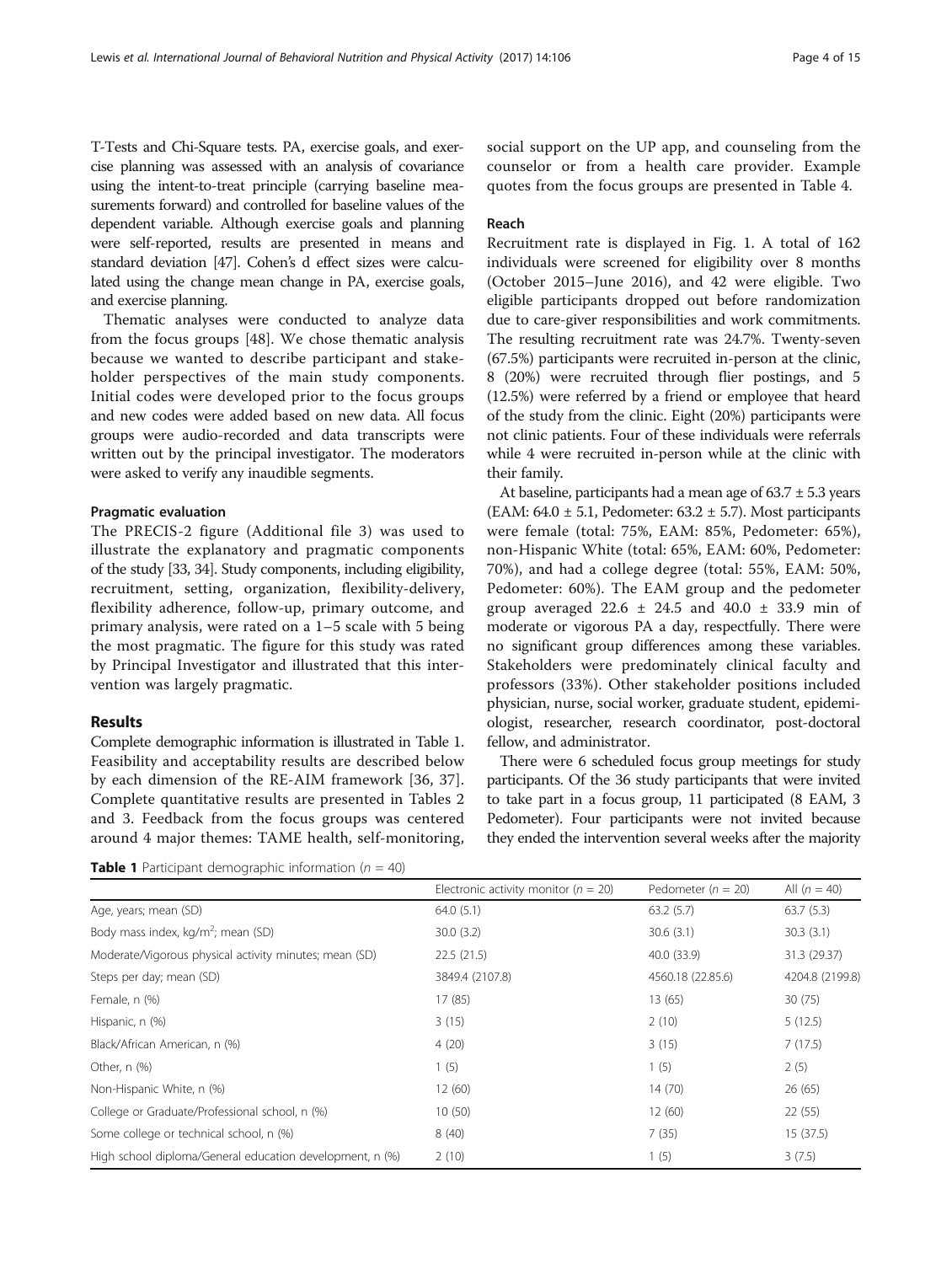T-Tests and Chi-Square tests. PA, exercise goals, and exercise planning was assessed with an analysis of covariance using the intent-to-treat principle (carrying baseline measurements forward) and controlled for baseline values of the dependent variable. Although exercise goals and planning were self-reported, results are presented in means and standard deviation [47]. Cohen's d effect sizes were calculated using the change mean change in PA, exercise goals, and exercise planning.

Thematic analyses were conducted to analyze data from the focus groups [48]. We chose thematic analysis because we wanted to describe participant and stakeholder perspectives of the main study components. Initial codes were developed prior to the focus groups and new codes were added based on new data. All focus groups were audio-recorded and data transcripts were written out by the principal investigator. The moderators were asked to verify any inaudible segments.

#### Pragmatic evaluation

The PRECIS-2 figure (Additional file 3) was used to illustrate the explanatory and pragmatic components of the study [33, 34]. Study components, including eligibility, recruitment, setting, organization, flexibility-delivery, flexibility adherence, follow-up, primary outcome, and primary analysis, were rated on a 1–5 scale with 5 being the most pragmatic. The figure for this study was rated by Principal Investigator and illustrated that this intervention was largely pragmatic.

## Results

Complete demographic information is illustrated in Table 1. Feasibility and acceptability results are described below by each dimension of the RE-AIM framework [36, 37]. Complete quantitative results are presented in Tables 2 and 3. Feedback from the focus groups was centered around 4 major themes: TAME health, self-monitoring, social support on the UP app, and counseling from the counselor or from a health care provider. Example quotes from the focus groups are presented in Table 4.

#### Reach

Recruitment rate is displayed in Fig. 1. A total of 162 individuals were screened for eligibility over 8 months (October 2015–June 2016), and 42 were eligible. Two eligible participants dropped out before randomization due to care-giver responsibilities and work commitments. The resulting recruitment rate was 24.7%. Twenty-seven (67.5%) participants were recruited in-person at the clinic, 8 (20%) were recruited through flier postings, and 5 (12.5%) were referred by a friend or employee that heard of the study from the clinic. Eight (20%) participants were not clinic patients. Four of these individuals were referrals while 4 were recruited in-person while at the clinic with their family.

At baseline, participants had a mean age of 63.7 ± 5.3 years (EAM: 64.0 ± 5.1, Pedometer: 63.2 ± 5.7). Most participants were female (total: 75%, EAM: 85%, Pedometer: 65%), non-Hispanic White (total: 65%, EAM: 60%, Pedometer: 70%), and had a college degree (total: 55%, EAM: 50%, Pedometer: 60%). The EAM group and the pedometer group averaged 22.6 ± 24.5 and 40.0 ± 33.9 min of moderate or vigorous PA a day, respectfully. There were no significant group differences among these variables. Stakeholders were predominately clinical faculty and professors (33%). Other stakeholder positions included physician, nurse, social worker, graduate student, epidemiologist, researcher, research coordinator, post-doctoral fellow, and administrator.

There were 6 scheduled focus group meetings for study participants. Of the 36 study participants that were invited to take part in a focus group, 11 participated (8 EAM, 3 Pedometer). Four participants were not invited because they ended the intervention several weeks after the majority

**Table 1** Participant demographic information ($n = 40$)

| | Electronic activity monitor ($n = 20$) | Pedometer ($n = 20$) | All ($n = 40$) |
|---|---|---|---|
| Age, years; mean (SD) | 64.0 (5.1) | 63.2 (5.7) | 63.7 (5.3) |
| Body mass index, kg/m$^2$; mean (SD) | 30.0 (3.2) | 30.6 (3.1) | 30.3 (3.1) |
| Moderate/Vigorous physical activity minutes; mean (SD) | 22.5 (21.5) | 40.0 (33.9) | 31.3 (29.37) |
| Steps per day; mean (SD) | 3849.4 (2107.8) | 4560.18 (22.85.6) | 4204.8 (2199.8) |
| Female, n (%) | 17 (85) | 13 (65) | 30 (75) |
| Hispanic, n (%) | 3 (15) | 2 (10) | 5 (12.5) |
| Black/African American, n (%) | 4 (20) | 3 (15) | 7 (17.5) |
| Other, n (%) | 1 (5) | 1 (5) | 2 (5) |
| Non-Hispanic White, n (%) | 12 (60) | 14 (70) | 26 (65) |
| College or Graduate/Professional school, n (%) | 10 (50) | 12 (60) | 22 (55) |
| Some college or technical school, n (%) | 8 (40) | 7 (35) | 15 (37.5) |
| High school diploma/General education development, n (%) | 2 (10) | 1 (5) | 3 (7.5) |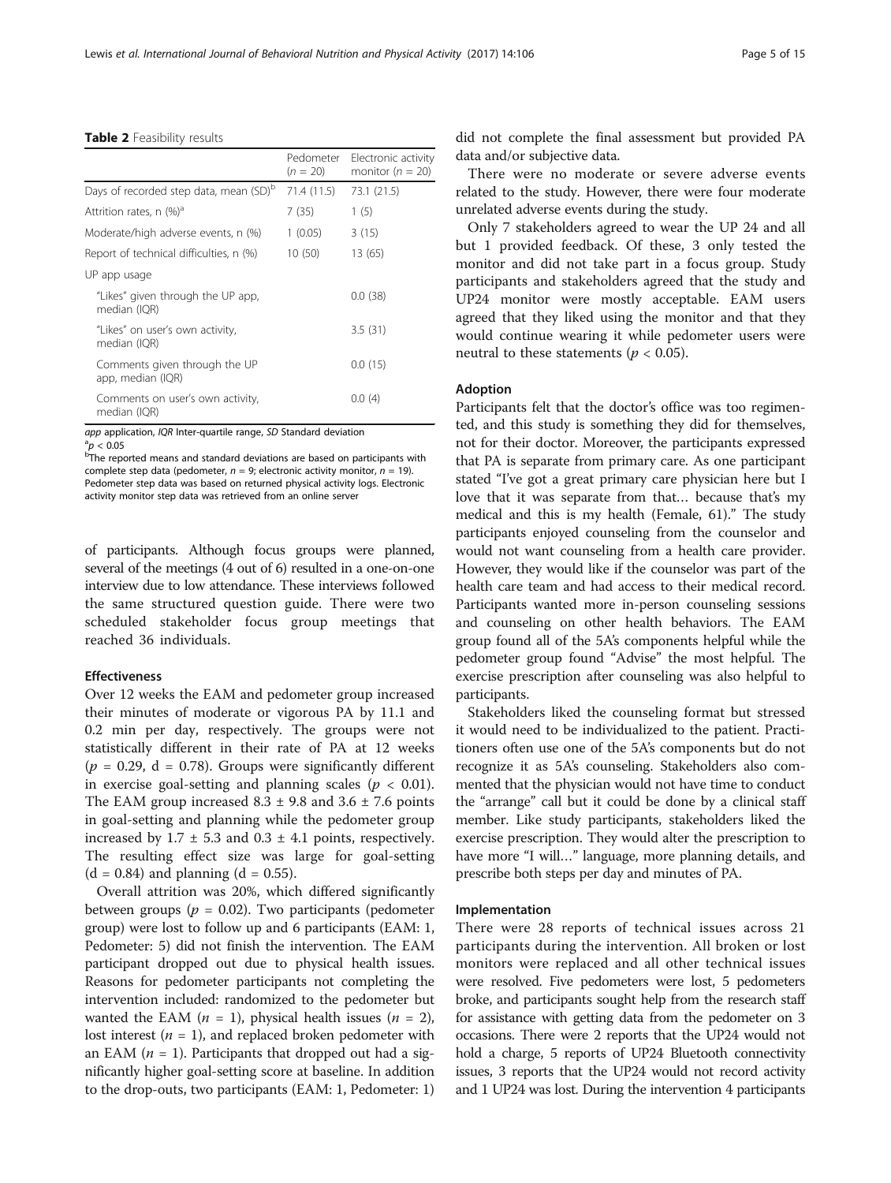**Table 2** Feasibility results

| | Pedometer ($n$ = 20) | Electronic activity monitor ($n$ = 20) |
|---|---|---|
| Days of recorded step data, mean (SD)[b] | 71.4 (11.5) | 73.1 (21.5) |
| Attrition rates, n (%)[a] | 7 (35) | 1 (5) |
| Moderate/high adverse events, n (%) | 1 (0.05) | 3 (15) |
| Report of technical difficulties, n (%) | 10 (50) | 13 (65) |
| UP app usage | | |
| "Likes" given through the UP app, median (IQR) | | 0.0 (38) |
| "Likes" on user's own activity, median (IQR) | | 3.5 (31) |
| Comments given through the UP app, median (IQR) | | 0.0 (15) |
| Comments on user's own activity, median (IQR) | | 0.0 (4) |

*app* application, *IQR* Inter-quartile range, *SD* Standard deviation
[a]$p < 0.05$
[b]The reported means and standard deviations are based on participants with complete step data (pedometer, $n$ = 9; electronic activity monitor, $n$ = 19). Pedometer step data was based on returned physical activity logs. Electronic activity monitor step data was retrieved from an online server

of participants. Although focus groups were planned, several of the meetings (4 out of 6) resulted in a one-on-one interview due to low attendance. These interviews followed the same structured question guide. There were two scheduled stakeholder focus group meetings that reached 36 individuals.

#### Effectiveness

Over 12 weeks the EAM and pedometer group increased their minutes of moderate or vigorous PA by 11.1 and 0.2 min per day, respectively. The groups were not statistically different in their rate of PA at 12 weeks ($p$ = 0.29, d = 0.78). Groups were significantly different in exercise goal-setting and planning scales ($p < 0.01$). The EAM group increased 8.3 ± 9.8 and 3.6 ± 7.6 points in goal-setting and planning while the pedometer group increased by 1.7 ± 5.3 and 0.3 ± 4.1 points, respectively. The resulting effect size was large for goal-setting (d = 0.84) and planning (d = 0.55).

Overall attrition was 20%, which differed significantly between groups ($p$ = 0.02). Two participants (pedometer group) were lost to follow up and 6 participants (EAM: 1, Pedometer: 5) did not finish the intervention. The EAM participant dropped out due to physical health issues. Reasons for pedometer participants not completing the intervention included: randomized to the pedometer but wanted the EAM ($n$ = 1), physical health issues ($n$ = 2), lost interest ($n$ = 1), and replaced broken pedometer with an EAM ($n$ = 1). Participants that dropped out had a significantly higher goal-setting score at baseline. In addition to the drop-outs, two participants (EAM: 1, Pedometer: 1) did not complete the final assessment but provided PA data and/or subjective data.

There were no moderate or severe adverse events related to the study. However, there were four moderate unrelated adverse events during the study.

Only 7 stakeholders agreed to wear the UP 24 and all but 1 provided feedback. Of these, 3 only tested the monitor and did not take part in a focus group. Study participants and stakeholders agreed that the study and UP24 monitor were mostly acceptable. EAM users agreed that they liked using the monitor and that they would continue wearing it while pedometer users were neutral to these statements ($p < 0.05$).

#### Adoption

Participants felt that the doctor's office was too regimented, and this study is something they did for themselves, not for their doctor. Moreover, the participants expressed that PA is separate from primary care. As one participant stated "I've got a great primary care physician here but I love that it was separate from that… because that's my medical and this is my health (Female, 61)." The study participants enjoyed counseling from the counselor and would not want counseling from a health care provider. However, they would like if the counselor was part of the health care team and had access to their medical record. Participants wanted more in-person counseling sessions and counseling on other health behaviors. The EAM group found all of the 5A's components helpful while the pedometer group found "Advise" the most helpful. The exercise prescription after counseling was also helpful to participants.

Stakeholders liked the counseling format but stressed it would need to be individualized to the patient. Practitioners often use one of the 5A's components but do not recognize it as 5A's counseling. Stakeholders also commented that the physician would not have time to conduct the "arrange" call but it could be done by a clinical staff member. Like study participants, stakeholders liked the exercise prescription. They would alter the prescription to have more "I will…" language, more planning details, and prescribe both steps per day and minutes of PA.

#### Implementation

There were 28 reports of technical issues across 21 participants during the intervention. All broken or lost monitors were replaced and all other technical issues were resolved. Five pedometers were lost, 5 pedometers broke, and participants sought help from the research staff for assistance with getting data from the pedometer on 3 occasions. There were 2 reports that the UP24 would not hold a charge, 5 reports of UP24 Bluetooth connectivity issues, 3 reports that the UP24 would not record activity and 1 UP24 was lost. During the intervention 4 participants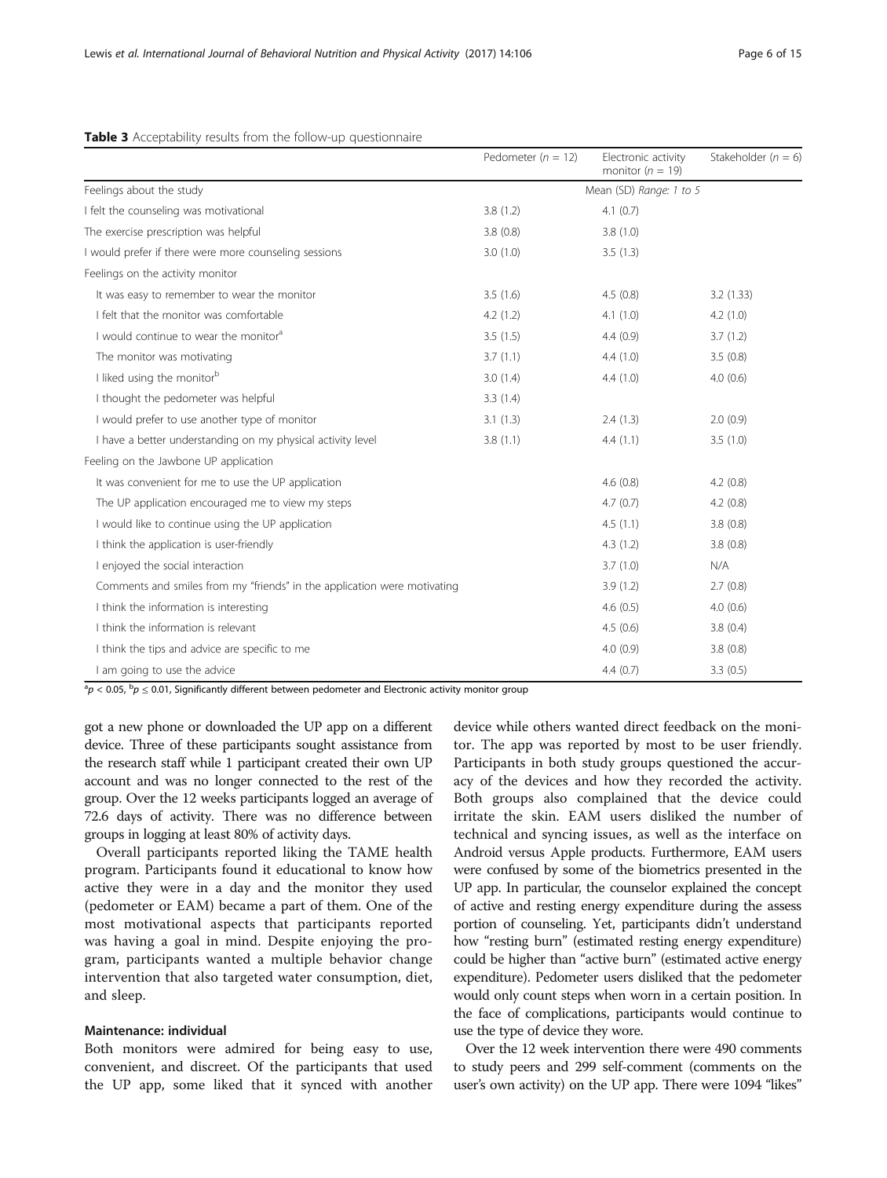**Table 3** Acceptability results from the follow-up questionnaire

| | Pedometer ($n = 12$) | Electronic activity monitor ($n = 19$) | Stakeholder ($n = 6$) |
|---|---|---|---|
| Feelings about the study | | Mean (SD) *Range: 1 to 5* | |
| I felt the counseling was motivational | 3.8 (1.2) | 4.1 (0.7) | |
| The exercise prescription was helpful | 3.8 (0.8) | 3.8 (1.0) | |
| I would prefer if there were more counseling sessions | 3.0 (1.0) | 3.5 (1.3) | |
| Feelings on the activity monitor | | | |
| It was easy to remember to wear the monitor | 3.5 (1.6) | 4.5 (0.8) | 3.2 (1.33) |
| I felt that the monitor was comfortable | 4.2 (1.2) | 4.1 (1.0) | 4.2 (1.0) |
| I would continue to wear the monitor[a] | 3.5 (1.5) | 4.4 (0.9) | 3.7 (1.2) |
| The monitor was motivating | 3.7 (1.1) | 4.4 (1.0) | 3.5 (0.8) |
| I liked using the monitor[b] | 3.0 (1.4) | 4.4 (1.0) | 4.0 (0.6) |
| I thought the pedometer was helpful | 3.3 (1.4) | | |
| I would prefer to use another type of monitor | 3.1 (1.3) | 2.4 (1.3) | 2.0 (0.9) |
| I have a better understanding on my physical activity level | 3.8 (1.1) | 4.4 (1.1) | 3.5 (1.0) |
| Feeling on the Jawbone UP application | | | |
| It was convenient for me to use the UP application | | 4.6 (0.8) | 4.2 (0.8) |
| The UP application encouraged me to view my steps | | 4.7 (0.7) | 4.2 (0.8) |
| I would like to continue using the UP application | | 4.5 (1.1) | 3.8 (0.8) |
| I think the application is user-friendly | | 4.3 (1.2) | 3.8 (0.8) |
| I enjoyed the social interaction | | 3.7 (1.0) | N/A |
| Comments and smiles from my "friends" in the application were motivating | | 3.9 (1.2) | 2.7 (0.8) |
| I think the information is interesting | | 4.6 (0.5) | 4.0 (0.6) |
| I think the information is relevant | | 4.5 (0.6) | 3.8 (0.4) |
| I think the tips and advice are specific to me | | 4.0 (0.9) | 3.8 (0.8) |
| I am going to use the advice | | 4.4 (0.7) | 3.3 (0.5) |

[a]$p < 0.05$, [b]$p \leq 0.01$, Significantly different between pedometer and Electronic activity monitor group

got a new phone or downloaded the UP app on a different device. Three of these participants sought assistance from the research staff while 1 participant created their own UP account and was no longer connected to the rest of the group. Over the 12 weeks participants logged an average of 72.6 days of activity. There was no difference between groups in logging at least 80% of activity days.

Overall participants reported liking the TAME health program. Participants found it educational to know how active they were in a day and the monitor they used (pedometer or EAM) became a part of them. One of the most motivational aspects that participants reported was having a goal in mind. Despite enjoying the program, participants wanted a multiple behavior change intervention that also targeted water consumption, diet, and sleep.

### Maintenance: individual

Both monitors were admired for being easy to use, convenient, and discreet. Of the participants that used the UP app, some liked that it synced with another device while others wanted direct feedback on the monitor. The app was reported by most to be user friendly. Participants in both study groups questioned the accuracy of the devices and how they recorded the activity. Both groups also complained that the device could irritate the skin. EAM users disliked the number of technical and syncing issues, as well as the interface on Android versus Apple products. Furthermore, EAM users were confused by some of the biometrics presented in the UP app. In particular, the counselor explained the concept of active and resting energy expenditure during the assess portion of counseling. Yet, participants didn't understand how "resting burn" (estimated resting energy expenditure) could be higher than "active burn" (estimated active energy expenditure). Pedometer users disliked that the pedometer would only count steps when worn in a certain position. In the face of complications, participants would continue to use the type of device they wore.

Over the 12 week intervention there were 490 comments to study peers and 299 self-comment (comments on the user's own activity) on the UP app. There were 1094 "likes"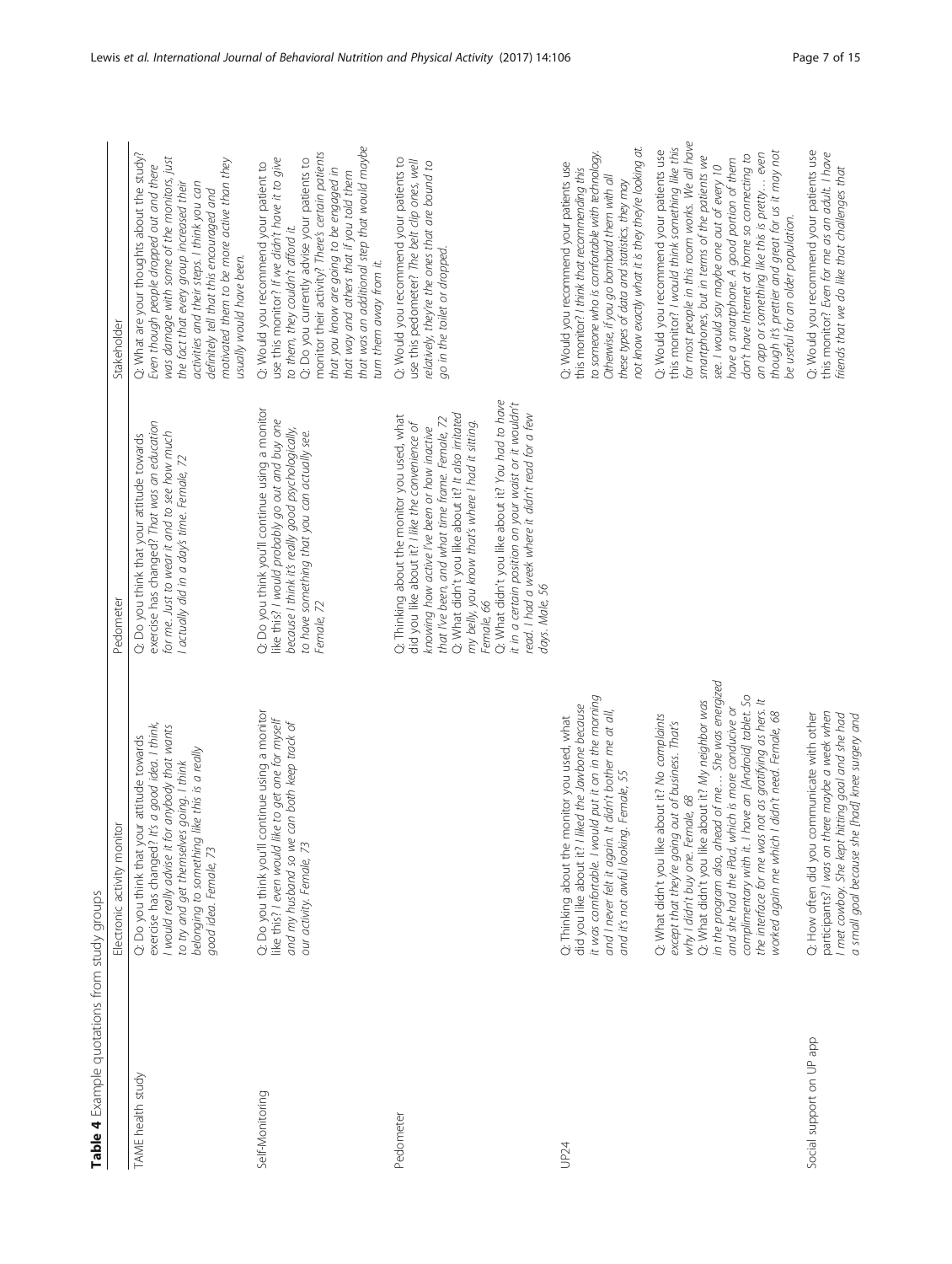**Table 4** Example quotations from study groups

| | Electronic activity monitor | Pedometer | Stakeholder |
|---|---|---|---|
| TAME health study | Q: Do you think that your attitude towards exercise has changed? *It's a good idea. I think, I would really advise it for anybody that wants to try and get themselves going. I think belonging to something like this is a really good idea. Female, 73* | Q: Do you think that your attitude towards exercise has changed? *That was an education for me. Just to wear it and to see how much I actually did in a day's time. Female, 72* | Q: What are your thoughts about the study? *Even though people dropped out and there was damage with some of the monitors, just the fact that every group increased their activities and their steps. I think you can definitely tell that this encouraged and motivated them to be more active than they usually would have been.* |
| Self-Monitoring | Q: Do you think you'll continue using a monitor like this? *I even would like to get one for myself and my husband so we can both keep track of our activity. Female, 73* | Q: Do you think you'll continue using a monitor like this? *I would probably go out and buy one because I think it's really good psychologically, to have something that you can actually see. Female, 72* | Q: Would you recommend your patient to use this monitor? *If we didn't have it to give to them, they couldn't afford it.*<br>Q: Do you currently advise your patients to monitor their activity? *There's certain patients that you know are going to be engaged in that way and others that if you told them that was an additional step that would maybe turn them away from it.* |
| Pedometer | | Q: Thinking about the monitor you used, what did you like about it? *I like the convenience of knowing how active I've been or how inactive that I've been, and what time frame. Female, 72*<br>Q: What didn't you like about it? *It also irritated my belly, you know that's where I had it sitting. Female, 66*<br>Q: What didn't you like about it? *You had to have it in a certain position on your waist or it wouldn't read. I had a week where it didn't read for a few days. Male, 56* | Q: Would you recommend your patients to use this pedometer? *The belt clip ones, well relatively, they're the ones that are bound to go in the toilet or dropped.* |
| UP24 | Q: Thinking about the monitor you used, what did you like about it? *I liked the Jawbone because it was comfortable. I would put it on in the morning and I never felt it again. It didn't bother me at all, and it's not awful looking. Female, 55*<br>Q: What didn't you like about it? *No complaints except that they're going out of business. That's why I didn't buy one. Female, 68*<br>Q: What didn't you like about it? *My neighbor was in the program also, ahead of me… She was energized and she had the iPad, which is more conducive or complimentary with it. I have an [Android] tablet. So the interface for me was not as gratifying as hers. It worked again me which I didn't need. Female, 68* | | Q: Would you recommend your patients use this monitor? *I think that recommending this to someone who is comfortable with technology. Otherwise, if you go bombard them with all these types of data and statistics, they may not know exactly what it is they they're looking at.*<br>Q: Would you recommend your patients use this monitor? *I would think something like this for most people in this room works. We all have smartphones, but in terms of the patients we see, I would say maybe one out of every 10 have a smartphone. A good portion of them don't have Internet at home so connecting to an app or something like this is pretty… even though it's prettier and great for us it may not be useful for an older population.* |
| Social support on UP app | Q: How often did you communicate with other participants? *I was on there maybe a week when I met cowboy. She kept hitting goal and she had a small goal because she [had] knee surgery and* | | Q: Would you recommend your patients use this monitor? *Even for me as an adult. I have friends that we do like that challenges that* |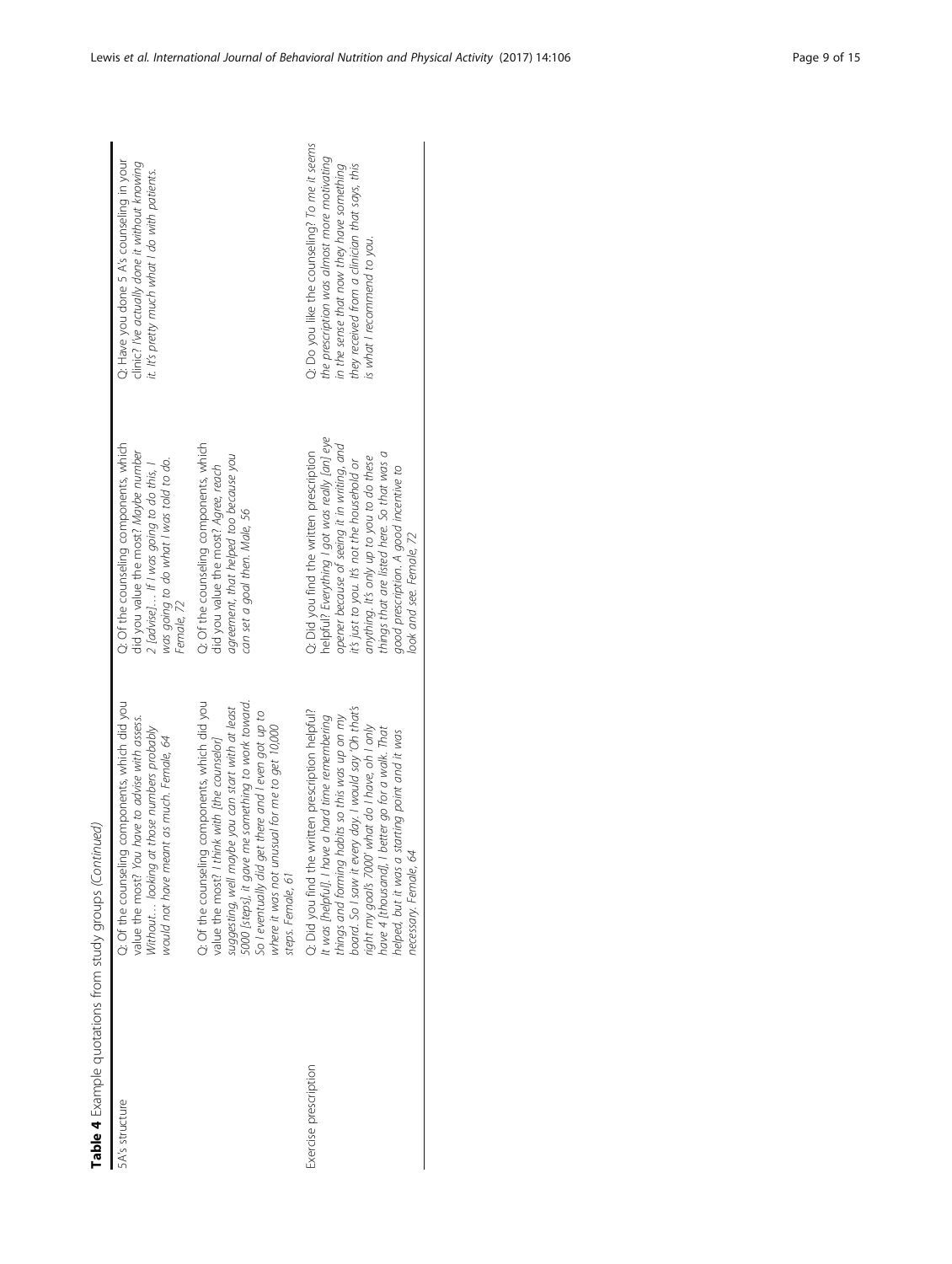**Table 4** Example quotations from study groups *(Continued)*

| | | | |
|---|---|---|---|
| 5A's structure | Q: Of the counseling components, which did you value the most? *You have to advise with assess. Without… looking at those numbers probably would not have meant as much. Female, 64* | Q: Of the counseling components, which did you value the most? *Maybe number 2 [advise]… If I was going to do this, I was going to do what I was told to do. Female, 72* | Q: Have you done 5 A's counseling in your clinic? *I've actually done it without knowing it. It's pretty much what I do with patients.* |
| | Q: Of the counseling components, which did you value the most? *I think with [the counselor] suggesting, well maybe you can start with at least 5000 [steps], it gave me something to work toward. So I eventually did get there and I even got up to where it was not unusual for me to get 10,000 steps. Female, 61* | Q: Of the counseling components, which did you value the most? *Agree, reach agreement, that helped too because you can set a goal then. Male, 56* | |
| Exercise prescription | Q: Did you find the written prescription helpful? *It was [helpful]. I have a hard time remembering things and forming habits so this was up on my board. So I saw it every day. I would say 'Oh that's right my goal's 7000' what do I have, oh I only have 4 [thousand], I better go for a walk. That helped, but it was a starting point and it was necessary. Female, 64* | Q: Did you find the written prescription helpful? *Everything I got was really [an] eye opener because of seeing it in writing, and it's just to you. It's not the household or anything. It's only up to you to do these things that are listed here. So that was a good prescription. A good incentive to look and see. Female, 72* | Q: Do you like the counseling? *To me it seems the prescription was almost more motivating in the sense that now they have something they received from a clinician that says, this is what I recommend to you.* |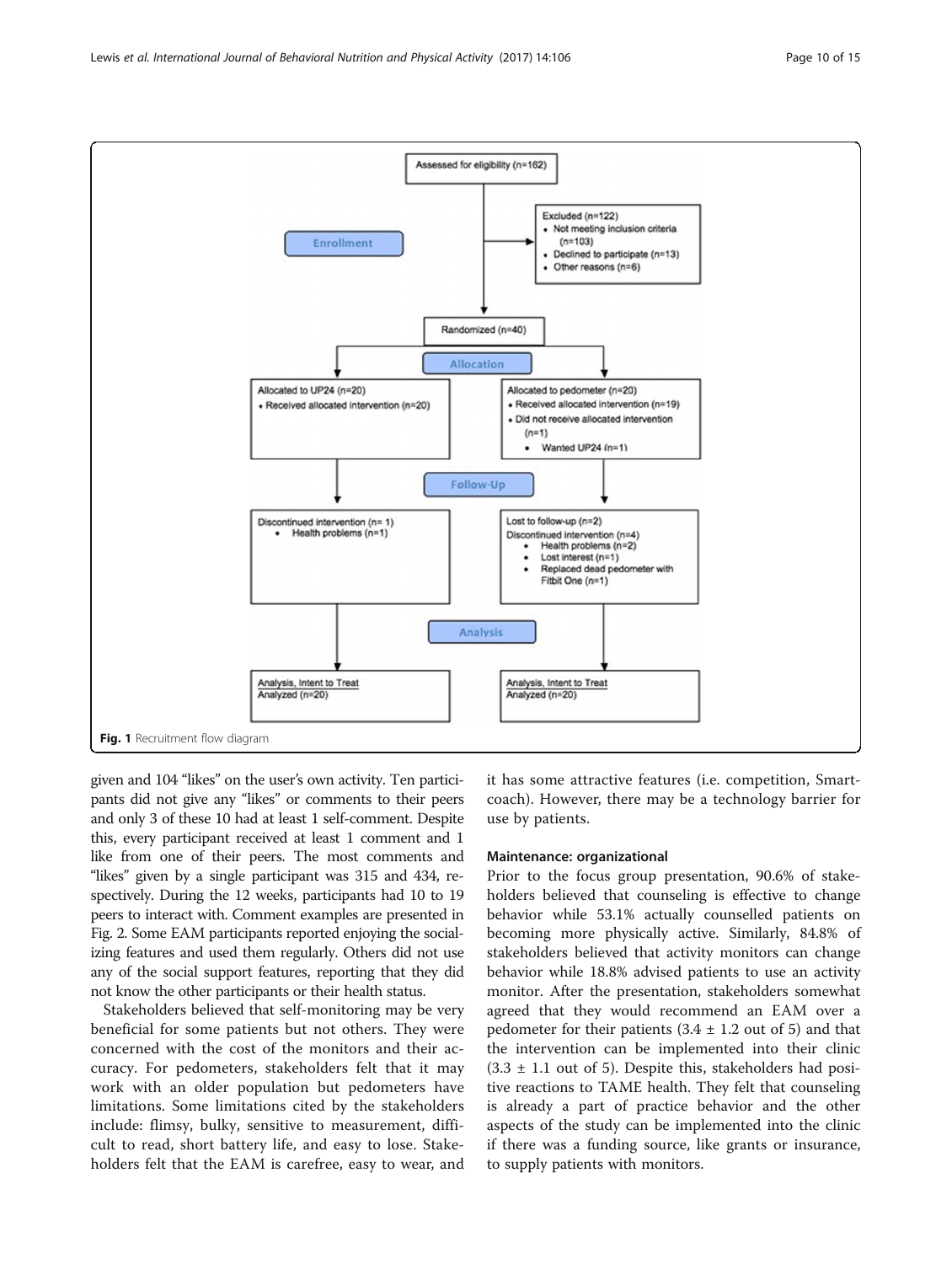Fig. 1 Recruitment flow diagram

given and 104 "likes" on the user's own activity. Ten participants did not give any "likes" or comments to their peers and only 3 of these 10 had at least 1 self-comment. Despite this, every participant received at least 1 comment and 1 like from one of their peers. The most comments and "likes" given by a single participant was 315 and 434, respectively. During the 12 weeks, participants had 10 to 19 peers to interact with. Comment examples are presented in Fig. 2. Some EAM participants reported enjoying the socializing features and used them regularly. Others did not use any of the social support features, reporting that they did not know the other participants or their health status.

Stakeholders believed that self-monitoring may be very beneficial for some patients but not others. They were concerned with the cost of the monitors and their accuracy. For pedometers, stakeholders felt that it may work with an older population but pedometers have limitations. Some limitations cited by the stakeholders include: flimsy, bulky, sensitive to measurement, difficult to read, short battery life, and easy to lose. Stakeholders felt that the EAM is carefree, easy to wear, and it has some attractive features (i.e. competition, Smartcoach). However, there may be a technology barrier for use by patients.

### Maintenance: organizational

Prior to the focus group presentation, 90.6% of stakeholders believed that counseling is effective to change behavior while 53.1% actually counselled patients on becoming more physically active. Similarly, 84.8% of stakeholders believed that activity monitors can change behavior while 18.8% advised patients to use an activity monitor. After the presentation, stakeholders somewhat agreed that they would recommend an EAM over a pedometer for their patients ($3.4 \pm 1.2$ out of 5) and that the intervention can be implemented into their clinic ($3.3 \pm 1.1$ out of 5). Despite this, stakeholders had positive reactions to TAME health. They felt that counseling is already a part of practice behavior and the other aspects of the study can be implemented into the clinic if there was a funding source, like grants or insurance, to supply patients with monitors.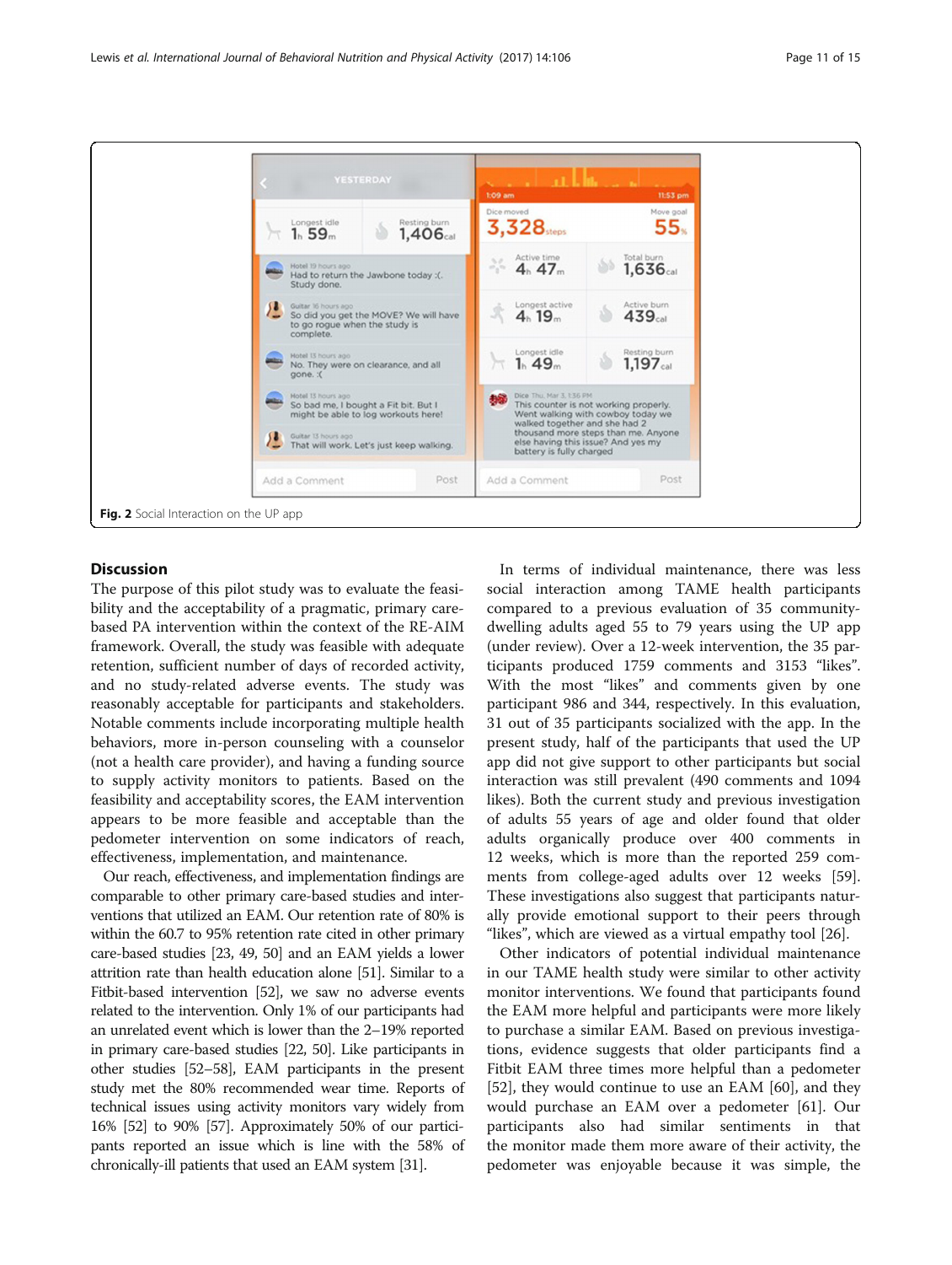Fig. 2 Social Interaction on the UP app

## Discussion

The purpose of this pilot study was to evaluate the feasibility and the acceptability of a pragmatic, primary care-based PA intervention within the context of the RE-AIM framework. Overall, the study was feasible with adequate retention, sufficient number of days of recorded activity, and no study-related adverse events. The study was reasonably acceptable for participants and stakeholders. Notable comments include incorporating multiple health behaviors, more in-person counseling with a counselor (not a health care provider), and having a funding source to supply activity monitors to patients. Based on the feasibility and acceptability scores, the EAM intervention appears to be more feasible and acceptable than the pedometer intervention on some indicators of reach, effectiveness, implementation, and maintenance.

Our reach, effectiveness, and implementation findings are comparable to other primary care-based studies and interventions that utilized an EAM. Our retention rate of 80% is within the 60.7 to 95% retention rate cited in other primary care-based studies [23, 49, 50] and an EAM yields a lower attrition rate than health education alone [51]. Similar to a Fitbit-based intervention [52], we saw no adverse events related to the intervention. Only 1% of our participants had an unrelated event which is lower than the 2–19% reported in primary care-based studies [22, 50]. Like participants in other studies [52–58], EAM participants in the present study met the 80% recommended wear time. Reports of technical issues using activity monitors vary widely from 16% [52] to 90% [57]. Approximately 50% of our participants reported an issue which is line with the 58% of chronically-ill patients that used an EAM system [31].

In terms of individual maintenance, there was less social interaction among TAME health participants compared to a previous evaluation of 35 community-dwelling adults aged 55 to 79 years using the UP app (under review). Over a 12-week intervention, the 35 participants produced 1759 comments and 3153 "likes". With the most "likes" and comments given by one participant 986 and 344, respectively. In this evaluation, 31 out of 35 participants socialized with the app. In the present study, half of the participants that used the UP app did not give support to other participants but social interaction was still prevalent (490 comments and 1094 likes). Both the current study and previous investigation of adults 55 years of age and older found that older adults organically produce over 400 comments in 12 weeks, which is more than the reported 259 comments from college-aged adults over 12 weeks [59]. These investigations also suggest that participants naturally provide emotional support to their peers through "likes", which are viewed as a virtual empathy tool [26].

Other indicators of potential individual maintenance in our TAME health study were similar to other activity monitor interventions. We found that participants found the EAM more helpful and participants were more likely to purchase a similar EAM. Based on previous investigations, evidence suggests that older participants find a Fitbit EAM three times more helpful than a pedometer [52], they would continue to use an EAM [60], and they would purchase an EAM over a pedometer [61]. Our participants also had similar sentiments in that the monitor made them more aware of their activity, the pedometer was enjoyable because it was simple, the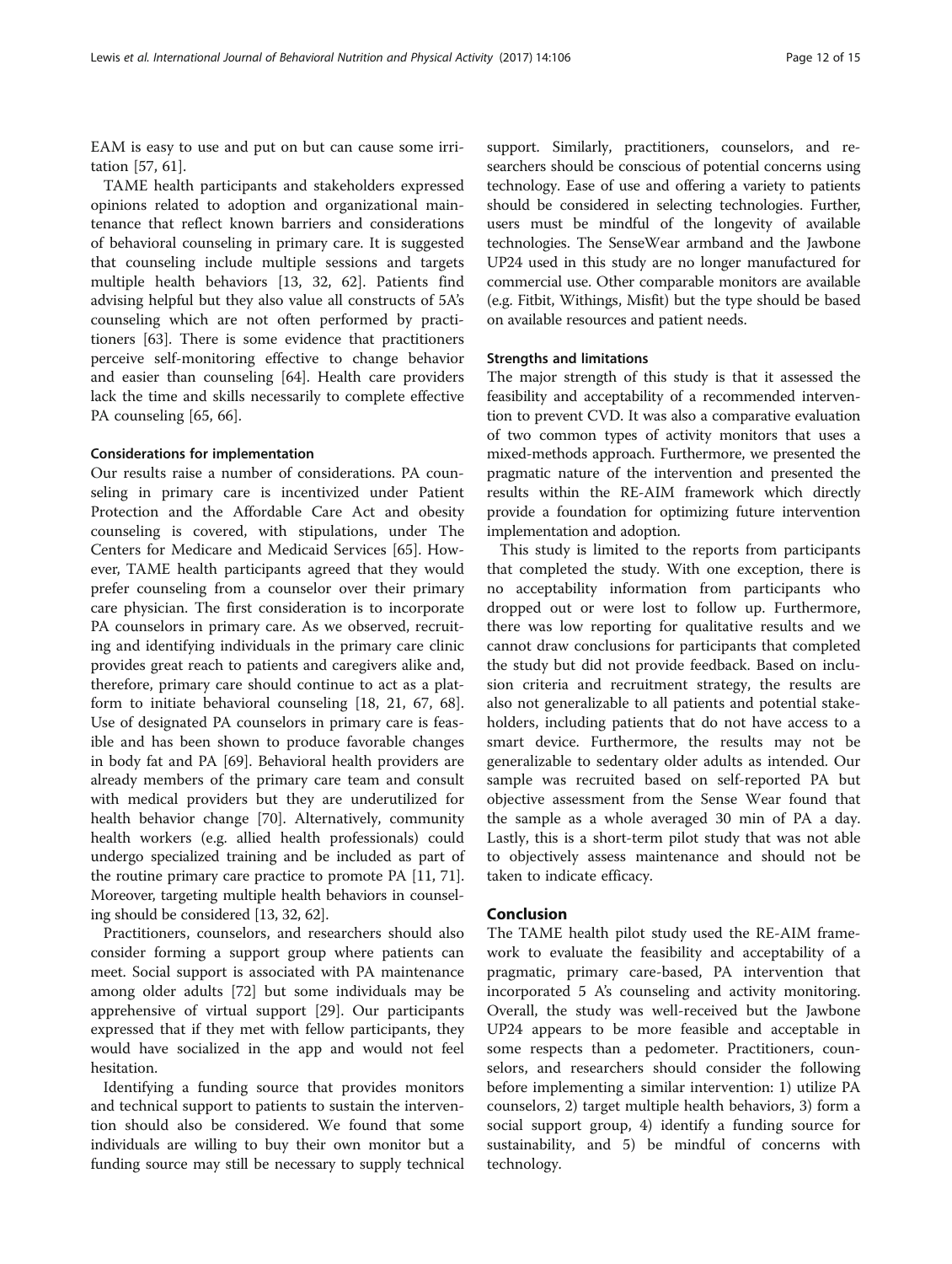EAM is easy to use and put on but can cause some irritation [57, 61].

TAME health participants and stakeholders expressed opinions related to adoption and organizational maintenance that reflect known barriers and considerations of behavioral counseling in primary care. It is suggested that counseling include multiple sessions and targets multiple health behaviors [13, 32, 62]. Patients find advising helpful but they also value all constructs of 5A's counseling which are not often performed by practitioners [63]. There is some evidence that practitioners perceive self-monitoring effective to change behavior and easier than counseling [64]. Health care providers lack the time and skills necessarily to complete effective PA counseling [65, 66].

### Considerations for implementation

Our results raise a number of considerations. PA counseling in primary care is incentivized under Patient Protection and the Affordable Care Act and obesity counseling is covered, with stipulations, under The Centers for Medicare and Medicaid Services [65]. However, TAME health participants agreed that they would prefer counseling from a counselor over their primary care physician. The first consideration is to incorporate PA counselors in primary care. As we observed, recruiting and identifying individuals in the primary care clinic provides great reach to patients and caregivers alike and, therefore, primary care should continue to act as a platform to initiate behavioral counseling [18, 21, 67, 68]. Use of designated PA counselors in primary care is feasible and has been shown to produce favorable changes in body fat and PA [69]. Behavioral health providers are already members of the primary care team and consult with medical providers but they are underutilized for health behavior change [70]. Alternatively, community health workers (e.g. allied health professionals) could undergo specialized training and be included as part of the routine primary care practice to promote PA [11, 71]. Moreover, targeting multiple health behaviors in counseling should be considered [13, 32, 62].

Practitioners, counselors, and researchers should also consider forming a support group where patients can meet. Social support is associated with PA maintenance among older adults [72] but some individuals may be apprehensive of virtual support [29]. Our participants expressed that if they met with fellow participants, they would have socialized in the app and would not feel hesitation.

Identifying a funding source that provides monitors and technical support to patients to sustain the intervention should also be considered. We found that some individuals are willing to buy their own monitor but a funding source may still be necessary to supply technical support. Similarly, practitioners, counselors, and researchers should be conscious of potential concerns using technology. Ease of use and offering a variety to patients should be considered in selecting technologies. Further, users must be mindful of the longevity of available technologies. The SenseWear armband and the Jawbone UP24 used in this study are no longer manufactured for commercial use. Other comparable monitors are available (e.g. Fitbit, Withings, Misfit) but the type should be based on available resources and patient needs.

### Strengths and limitations

The major strength of this study is that it assessed the feasibility and acceptability of a recommended intervention to prevent CVD. It was also a comparative evaluation of two common types of activity monitors that uses a mixed-methods approach. Furthermore, we presented the pragmatic nature of the intervention and presented the results within the RE-AIM framework which directly provide a foundation for optimizing future intervention implementation and adoption.

This study is limited to the reports from participants that completed the study. With one exception, there is no acceptability information from participants who dropped out or were lost to follow up. Furthermore, there was low reporting for qualitative results and we cannot draw conclusions for participants that completed the study but did not provide feedback. Based on inclusion criteria and recruitment strategy, the results are also not generalizable to all patients and potential stakeholders, including patients that do not have access to a smart device. Furthermore, the results may not be generalizable to sedentary older adults as intended. Our sample was recruited based on self-reported PA but objective assessment from the Sense Wear found that the sample as a whole averaged 30 min of PA a day. Lastly, this is a short-term pilot study that was not able to objectively assess maintenance and should not be taken to indicate efficacy.

## Conclusion

The TAME health pilot study used the RE-AIM framework to evaluate the feasibility and acceptability of a pragmatic, primary care-based, PA intervention that incorporated 5 A's counseling and activity monitoring. Overall, the study was well-received but the Jawbone UP24 appears to be more feasible and acceptable in some respects than a pedometer. Practitioners, counselors, and researchers should consider the following before implementing a similar intervention: 1) utilize PA counselors, 2) target multiple health behaviors, 3) form a social support group, 4) identify a funding source for sustainability, and 5) be mindful of concerns with technology.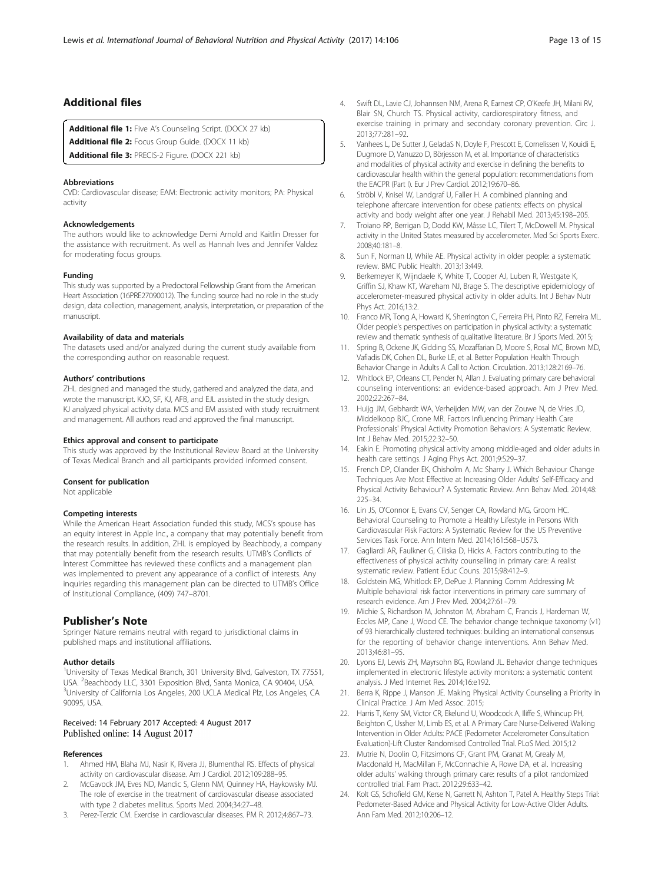## Additional files

**Additional file 1:** Five A's Counseling Script. (DOCX 27 kb)
**Additional file 2:** Focus Group Guide. (DOCX 11 kb)
**Additional file 3:** PRECIS-2 Figure. (DOCX 221 kb)

#### Abbreviations

CVD: Cardiovascular disease; EAM: Electronic activity monitors; PA: Physical activity

#### Acknowledgements

The authors would like to acknowledge Demi Arnold and Kaitlin Dresser for the assistance with recruitment. As well as Hannah Ives and Jennifer Valdez for moderating focus groups.

#### Funding

This study was supported by a Predoctoral Fellowship Grant from the American Heart Association (16PRE27090012). The funding source had no role in the study design, data collection, management, analysis, interpretation, or preparation of the manuscript.

#### Availability of data and materials

The datasets used and/or analyzed during the current study available from the corresponding author on reasonable request.

#### Authors' contributions

ZHL designed and managed the study, gathered and analyzed the data, and wrote the manuscript. KJO, SF, KJ, AFB, and EJL assisted in the study design. KJ analyzed physical activity data. MCS and EM assisted with study recruitment and management. All authors read and approved the final manuscript.

#### Ethics approval and consent to participate

This study was approved by the Institutional Review Board at the University of Texas Medical Branch and all participants provided informed consent.

#### Consent for publication

Not applicable

#### Competing interests

While the American Heart Association funded this study, MCS's spouse has an equity interest in Apple Inc., a company that may potentially benefit from the research results. In addition, ZHL is employed by Beachbody, a company that may potentially benefit from the research results. UTMB's Conflicts of Interest Committee has reviewed these conflicts and a management plan was implemented to prevent any appearance of a conflict of interests. Any inquiries regarding this management plan can be directed to UTMB's Office of Institutional Compliance, (409) 747–8701.

## Publisher's Note

Springer Nature remains neutral with regard to jurisdictional claims in published maps and institutional affiliations.

#### Author details

[1]University of Texas Medical Branch, 301 University Blvd, Galveston, TX 77551, USA. [2]Beachbody LLC, 3301 Exposition Blvd, Santa Monica, CA 90404, USA. [3]University of California Los Angeles, 200 UCLA Medical Plz, Los Angeles, CA 90095, USA.

Received: 14 February 2017 Accepted: 4 August 2017
Published online: 14 August 2017

#### References

1. Ahmed HM, Blaha MJ, Nasir K, Rivera JJ, Blumenthal RS. Effects of physical activity on cardiovascular disease. Am J Cardiol. 2012;109:288–95.
2. McGavock JM, Eves ND, Mandic S, Glenn NM, Quinney HA, Haykowsky MJ. The role of exercise in the treatment of cardiovascular disease associated with type 2 diabetes mellitus. Sports Med. 2004;34:27–48.
3. Perez-Terzic CM. Exercise in cardiovascular diseases. PM R. 2012;4:867–73.
4. Swift DL, Lavie CJ, Johannsen NM, Arena R, Earnest CP, O'Keefe JH, Milani RV, Blair SN, Church TS. Physical activity, cardiorespiratory fitness, and exercise training in primary and secondary coronary prevention. Circ J. 2013;77:281–92.
5. Vanhees L, De Sutter J, GeladaS N, Doyle F, Prescott E, Cornelissen V, Kouidi E, Dugmore D, Vanuzzo D, Börjesson M, et al. Importance of characteristics and modalities of physical activity and exercise in defining the benefits to cardiovascular health within the general population: recommendations from the EACPR (Part I). Eur J Prev Cardiol. 2012;19:670–86.
6. Ströbl V, Knisel W, Landgraf U, Faller H. A combined planning and telephone aftercare intervention for obese patients: effects on physical activity and body weight after one year. J Rehabil Med. 2013;45:198–205.
7. Troiano RP, Berrigan D, Dodd KW, Mâsse LC, Tilert T, McDowell M. Physical activity in the United States measured by accelerometer. Med Sci Sports Exerc. 2008;40:181–8.
8. Sun F, Norman IJ, While AE. Physical activity in older people: a systematic review. BMC Public Health. 2013;13:449.
9. Berkemeyer K, Wijndaele K, White T, Cooper AJ, Luben R, Westgate K, Griffin SJ, Khaw KT, Wareham NJ, Brage S. The descriptive epidemiology of accelerometer-measured physical activity in older adults. Int J Behav Nutr Phys Act. 2016;13:2.
10. Franco MR, Tong A, Howard K, Sherrington C, Ferreira PH, Pinto RZ, Ferreira ML. Older people's perspectives on participation in physical activity: a systematic review and thematic synthesis of qualitative literature. Br J Sports Med. 2015;
11. Spring B, Ockene JK, Gidding SS, Mozaffarian D, Moore S, Rosal MC, Brown MD, Vafiadis DK, Cohen DL, Burke LE, et al. Better Population Health Through Behavior Change in Adults A Call to Action. Circulation. 2013;128:2169–76.
12. Whitlock EP, Orleans CT, Pender N, Allan J. Evaluating primary care behavioral counseling interventions: an evidence-based approach. Am J Prev Med. 2002;22:267–84.
13. Huijg JM, Gebhardt WA, Verheijden MW, van der Zouwe N, de Vries JD, Middelkoop BJC, Crone MR. Factors Influencing Primary Health Care Professionals' Physical Activity Promotion Behaviors: A Systematic Review. Int J Behav Med. 2015;22:32–50.
14. Eakin E. Promoting physical activity among middle-aged and older adults in health care settings. J Aging Phys Act. 2001;9:S29–37.
15. French DP, Olander EK, Chisholm A, Mc Sharry J. Which Behaviour Change Techniques Are Most Effective at Increasing Older Adults' Self-Efficacy and Physical Activity Behaviour? A Systematic Review. Ann Behav Med. 2014;48: 225–34.
16. Lin JS, O'Connor E, Evans CV, Senger CA, Rowland MG, Groom HC. Behavioral Counseling to Promote a Healthy Lifestyle in Persons With Cardiovascular Risk Factors: A Systematic Review for the US Preventive Services Task Force. Ann Intern Med. 2014;161:568–U573.
17. Gagliardi AR, Faulkner G, Ciliska D, Hicks A. Factors contributing to the effectiveness of physical activity counselling in primary care: A realist systematic review. Patient Educ Couns. 2015;98:412–9.
18. Goldstein MG, Whitlock EP, DePue J. Planning Comm Addressing M: Multiple behavioral risk factor interventions in primary care summary of research evidence. Am J Prev Med. 2004;27:61–79.
19. Michie S, Richardson M, Johnston M, Abraham C, Francis J, Hardeman W, Eccles MP, Cane J, Wood CE. The behavior change technique taxonomy (v1) of 93 hierarchically clustered techniques: building an international consensus for the reporting of behavior change interventions. Ann Behav Med. 2013;46:81–95.
20. Lyons EJ, Lewis ZH, Mayrsohn BG, Rowland JL. Behavior change techniques implemented in electronic lifestyle activity monitors: a systematic content analysis. J Med Internet Res. 2014;16:e192.
21. Berra K, Rippe J, Manson JE. Making Physical Activity Counseling a Priority in Clinical Practice. J Am Med Assoc. 2015;
22. Harris T, Kerry SM, Victor CR, Ekelund U, Woodcock A, Iliffe S, Whincup PH, Beighton C, Ussher M, Limb ES, et al. A Primary Care Nurse-Delivered Walking Intervention in Older Adults: PACE (Pedometer Accelerometer Consultation Evaluation)-Lift Cluster Randomised Controlled Trial. PLoS Med. 2015;12
23. Mutrie N, Doolin O, Fitzsimons CF, Grant PM, Granat M, Grealy M, Macdonald H, MacMillan F, McConnachie A, Rowe DA, et al. Increasing older adults' walking through primary care: results of a pilot randomized controlled trial. Fam Pract. 2012;29:633–42.
24. Kolt GS, Schofield GM, Kerse N, Garrett N, Ashton T, Patel A. Healthy Steps Trial: Pedometer-Based Advice and Physical Activity for Low-Active Older Adults. Ann Fam Med. 2012;10:206–12.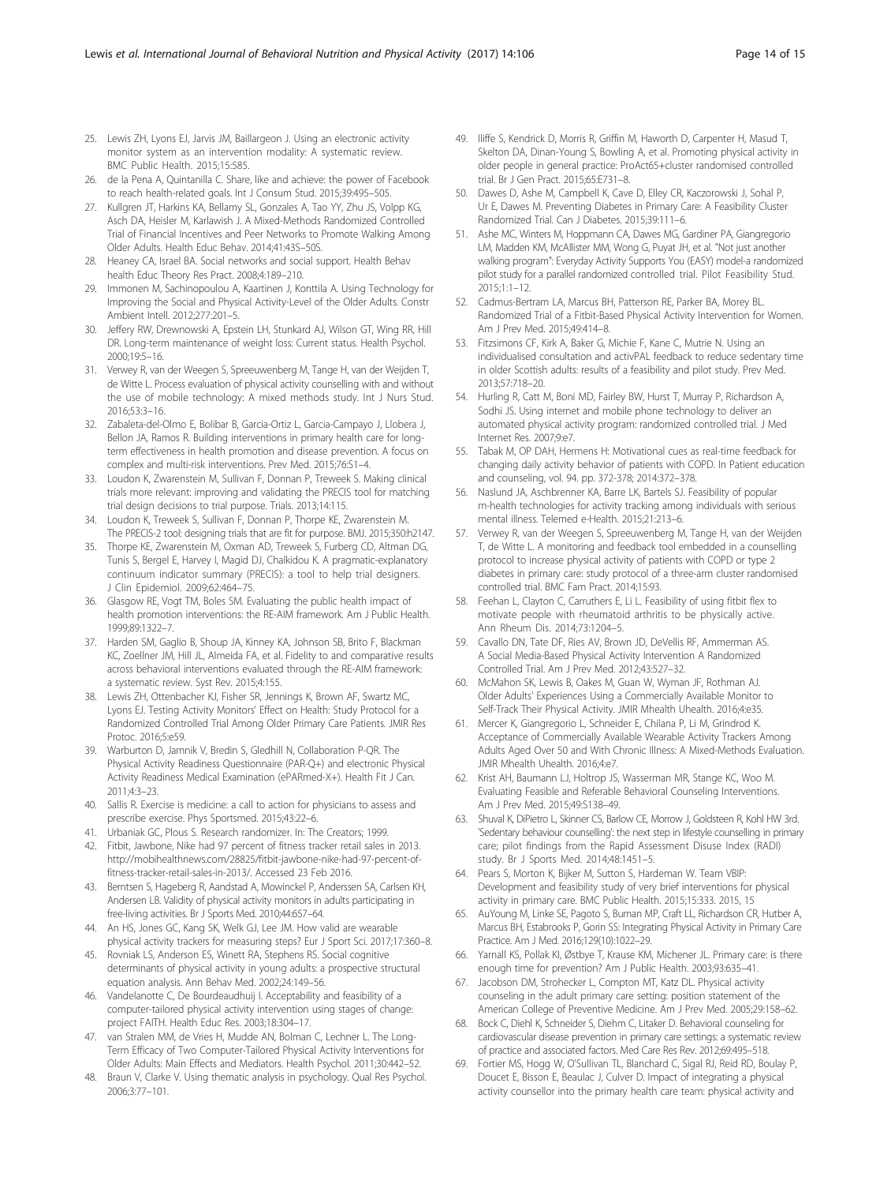25. Lewis ZH, Lyons EJ, Jarvis JM, Baillargeon J. Using an electronic activity monitor system as an intervention modality: A systematic review. BMC Public Health. 2015;15:585.
26. de la Pena A, Quintanilla C. Share, like and achieve: the power of Facebook to reach health-related goals. Int J Consum Stud. 2015;39:495–505.
27. Kullgren JT, Harkins KA, Bellamy SL, Gonzales A, Tao YY, Zhu JS, Volpp KG, Asch DA, Heisler M, Karlawish J. A Mixed-Methods Randomized Controlled Trial of Financial Incentives and Peer Networks to Promote Walking Among Older Adults. Health Educ Behav. 2014;41:43S–50S.
28. Heaney CA, Israel BA. Social networks and social support. Health Behav health Educ Theory Res Pract. 2008;4:189–210.
29. Immonen M, Sachinopoulou A, Kaartinen J, Konttila A. Using Technology for Improving the Social and Physical Activity-Level of the Older Adults. Constr Ambient Intell. 2012;277:201–5.
30. Jeffery RW, Drewnowski A, Epstein LH, Stunkard AJ, Wilson GT, Wing RR, Hill DR. Long-term maintenance of weight loss: Current status. Health Psychol. 2000;19:5–16.
31. Verwey R, van der Weegen S, Spreeuwenberg M, Tange H, van der Weijden T, de Witte L. Process evaluation of physical activity counselling with and without the use of mobile technology: A mixed methods study. Int J Nurs Stud. 2016;53:3–16.
32. Zabaleta-del-Olmo E, Bolibar B, Garcia-Ortiz L, Garcia-Campayo J, Llobera J, Bellon JA, Ramos R. Building interventions in primary health care for long-term effectiveness in health promotion and disease prevention. A focus on complex and multi-risk interventions. Prev Med. 2015;76:S1–4.
33. Loudon K, Zwarenstein M, Sullivan F, Donnan P, Treweek S. Making clinical trials more relevant: improving and validating the PRECIS tool for matching trial design decisions to trial purpose. Trials. 2013;14:115.
34. Loudon K, Treweek S, Sullivan F, Donnan P, Thorpe KE, Zwarenstein M. The PRECIS-2 tool: designing trials that are fit for purpose. BMJ. 2015;350:h2147.
35. Thorpe KE, Zwarenstein M, Oxman AD, Treweek S, Furberg CD, Altman DG, Tunis S, Bergel E, Harvey I, Magid DJ, Chalkidou K. A pragmatic-explanatory continuum indicator summary (PRECIS): a tool to help trial designers. J Clin Epidemiol. 2009;62:464–75.
36. Glasgow RE, Vogt TM, Boles SM. Evaluating the public health impact of health promotion interventions: the RE-AIM framework. Am J Public Health. 1999;89:1322–7.
37. Harden SM, Gaglio B, Shoup JA, Kinney KA, Johnson SB, Brito F, Blackman KC, Zoellner JM, Hill JL, Almeida FA, et al. Fidelity to and comparative results across behavioral interventions evaluated through the RE-AIM framework: a systematic review. Syst Rev. 2015;4:155.
38. Lewis ZH, Ottenbacher KJ, Fisher SR, Jennings K, Brown AF, Swartz MC, Lyons EJ. Testing Activity Monitors' Effect on Health: Study Protocol for a Randomized Controlled Trial Among Older Primary Care Patients. JMIR Res Protoc. 2016;5:e59.
39. Warburton D, Jamnik V, Bredin S, Gledhill N, Collaboration P-QR. The Physical Activity Readiness Questionnaire (PAR-Q+) and electronic Physical Activity Readiness Medical Examination (ePARmed-X+). Health Fit J Can. 2011;4:3–23.
40. Sallis R. Exercise is medicine: a call to action for physicians to assess and prescribe exercise. Phys Sportsmed. 2015;43:22–6.
41. Urbaniak GC, Plous S. Research randomizer. In: The Creators; 1999.
42. Fitbit, Jawbone, Nike had 97 percent of fitness tracker retail sales in 2013. http://mobihealthnews.com/28825/fitbit-jawbone-nike-had-97-percent-of-fitness-tracker-retail-sales-in-2013/. Accessed 23 Feb 2016.
43. Berntsen S, Hageberg R, Aandstad A, Mowinckel P, Anderssen SA, Carlsen KH, Andersen LB. Validity of physical activity monitors in adults participating in free-living activities. Br J Sports Med. 2010;44:657–64.
44. An HS, Jones GC, Kang SK, Welk GJ, Lee JM. How valid are wearable physical activity trackers for measuring steps? Eur J Sport Sci. 2017;17:360–8.
45. Rovniak LS, Anderson ES, Winett RA, Stephens RS. Social cognitive determinants of physical activity in young adults: a prospective structural equation analysis. Ann Behav Med. 2002;24:149–56.
46. Vandelanotte C, De Bourdeaudhuij I. Acceptability and feasibility of a computer-tailored physical activity intervention using stages of change: project FAITH. Health Educ Res. 2003;18:304–17.
47. van Stralen MM, de Vries H, Mudde AN, Bolman C, Lechner L. The Long-Term Efficacy of Two Computer-Tailored Physical Activity Interventions for Older Adults: Main Effects and Mediators. Health Psychol. 2011;30:442–52.
48. Braun V, Clarke V. Using thematic analysis in psychology. Qual Res Psychol. 2006;3:77–101.
49. Iliffe S, Kendrick D, Morris R, Griffin M, Haworth D, Carpenter H, Masud T, Skelton DA, Dinan-Young S, Bowling A, et al. Promoting physical activity in older people in general practice: ProAct65+cluster randomised controlled trial. Br J Gen Pract. 2015;65:E731–8.
50. Dawes D, Ashe M, Campbell K, Cave D, Elley CR, Kaczorowski J, Sohal P, Ur E, Dawes M. Preventing Diabetes in Primary Care: A Feasibility Cluster Randomized Trial. Can J Diabetes. 2015;39:111–6.
51. Ashe MC, Winters M, Hoppmann CA, Dawes MG, Gardiner PA, Giangregorio LM, Madden KM, McAllister MM, Wong G, Puyat JH, et al. "Not just another walking program": Everyday Activity Supports You (EASY) model-a randomized pilot study for a parallel randomized controlled trial. Pilot Feasibility Stud. 2015;1:1–12.
52. Cadmus-Bertram LA, Marcus BH, Patterson RE, Parker BA, Morey BL. Randomized Trial of a Fitbit-Based Physical Activity Intervention for Women. Am J Prev Med. 2015;49:414–8.
53. Fitzsimons CF, Kirk A, Baker G, Michie F, Kane C, Mutrie N. Using an individualised consultation and activPAL feedback to reduce sedentary time in older Scottish adults: results of a feasibility and pilot study. Prev Med. 2013;57:718–20.
54. Hurling R, Catt M, Boni MD, Fairley BW, Hurst T, Murray P, Richardson A, Sodhi JS. Using internet and mobile phone technology to deliver an automated physical activity program: randomized controlled trial. J Med Internet Res. 2007;9:e7.
55. Tabak M, OP DAH, Hermens H: Motivational cues as real-time feedback for changing daily activity behavior of patients with COPD. In Patient education and counseling, vol. 94. pp. 372-378; 2014:372–378.
56. Naslund JA, Aschbrenner KA, Barre LK, Bartels SJ. Feasibility of popular m-health technologies for activity tracking among individuals with serious mental illness. Telemed e-Health. 2015;21:213–6.
57. Verwey R, van der Weegen S, Spreeuwenberg M, Tange H, van der Weijden T, de Witte L. A monitoring and feedback tool embedded in a counselling protocol to increase physical activity of patients with COPD or type 2 diabetes in primary care: study protocol of a three-arm cluster randomised controlled trial. BMC Fam Pract. 2014;15:93.
58. Feehan L, Clayton C, Carruthers E, Li L. Feasibility of using fitbit flex to motivate people with rheumatoid arthritis to be physically active. Ann Rheum Dis. 2014;73:1204–5.
59. Cavallo DN, Tate DF, Ries AV, Brown JD, DeVellis RF, Ammerman AS. A Social Media-Based Physical Activity Intervention A Randomized Controlled Trial. Am J Prev Med. 2012;43:527–32.
60. McMahon SK, Lewis B, Oakes M, Guan W, Wyman JF, Rothman AJ. Older Adults' Experiences Using a Commercially Available Monitor to Self-Track Their Physical Activity. JMIR Mhealth Uhealth. 2016;4:e35.
61. Mercer K, Giangregorio L, Schneider E, Chilana P, Li M, Grindrod K. Acceptance of Commercially Available Wearable Activity Trackers Among Adults Aged Over 50 and With Chronic Illness: A Mixed-Methods Evaluation. JMIR Mhealth Uhealth. 2016;4:e7.
62. Krist AH, Baumann LJ, Holtrop JS, Wasserman MR, Stange KC, Woo M. Evaluating Feasible and Referable Behavioral Counseling Interventions. Am J Prev Med. 2015;49:S138–49.
63. Shuval K, DiPietro L, Skinner CS, Barlow CE, Morrow J, Goldsteen R, Kohl HW 3rd. 'Sedentary behaviour counselling': the next step in lifestyle counselling in primary care; pilot findings from the Rapid Assessment Disuse Index (RADI) study. Br J Sports Med. 2014;48:1451–5.
64. Pears S, Morton K, Bijker M, Sutton S, Hardeman W. Team VBIP: Development and feasibility study of very brief interventions for physical activity in primary care. BMC Public Health. 2015;15:333. 2015, 15
65. AuYoung M, Linke SE, Pagoto S, Buman MP, Craft LL, Richardson CR, Hutber A, Marcus BH, Estabrooks P, Gorin SS: Integrating Physical Activity in Primary Care Practice. Am J Med. 2016;129(10):1022–29.
66. Yarnall KS, Pollak KI, Østbye T, Krause KM, Michener JL. Primary care: is there enough time for prevention? Am J Public Health. 2003;93:635–41.
67. Jacobson DM, Strohecker L, Compton MT, Katz DL. Physical activity counseling in the adult primary care setting: position statement of the American College of Preventive Medicine. Am J Prev Med. 2005;29:158–62.
68. Bock C, Diehl K, Schneider S, Diehm C, Litaker D. Behavioral counseling for cardiovascular disease prevention in primary care settings: a systematic review of practice and associated factors. Med Care Res Rev. 2012;69:495–518.
69. Fortier MS, Hogg W, O'Sullivan TL, Blanchard C, Sigal RJ, Reid RD, Boulay P, Doucet E, Bisson E, Beaulac J, Culver D. Impact of integrating a physical activity counsellor into the primary health care team: physical activity and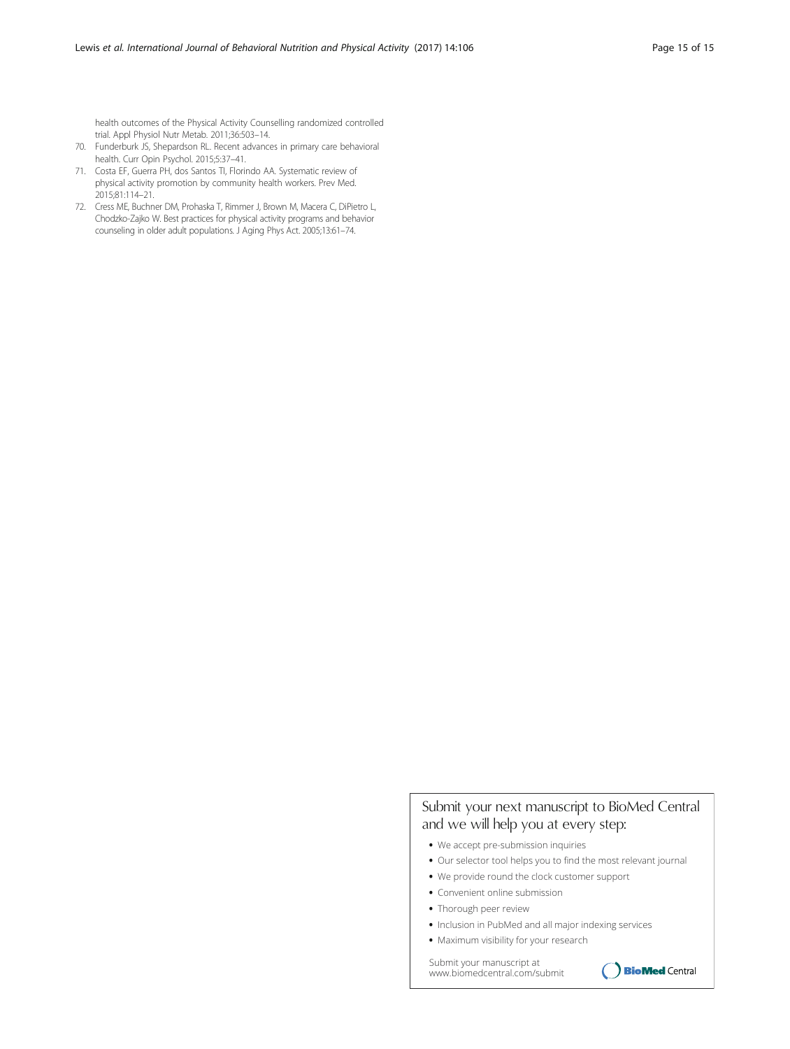health outcomes of the Physical Activity Counselling randomized controlled trial. Appl Physiol Nutr Metab. 2011;36:503–14.

70. Funderburk JS, Shepardson RL. Recent advances in primary care behavioral health. Curr Opin Psychol. 2015;5:37–41.
71. Costa EF, Guerra PH, dos Santos TI, Florindo AA. Systematic review of physical activity promotion by community health workers. Prev Med. 2015;81:114–21.
72. Cress ME, Buchner DM, Prohaska T, Rimmer J, Brown M, Macera C, DiPietro L, Chodzko-Zajko W. Best practices for physical activity programs and behavior counseling in older adult populations. J Aging Phys Act. 2005;13:61–74.

Submit your next manuscript to BioMed Central and we will help you at every step:

- We accept pre-submission inquiries
- Our selector tool helps you to find the most relevant journal
- We provide round the clock customer support
- Convenient online submission
- Thorough peer review
- Inclusion in PubMed and all major indexing services
- Maximum visibility for your research

Submit your manuscript at
www.biomedcentral.com/submit

BioMed Central